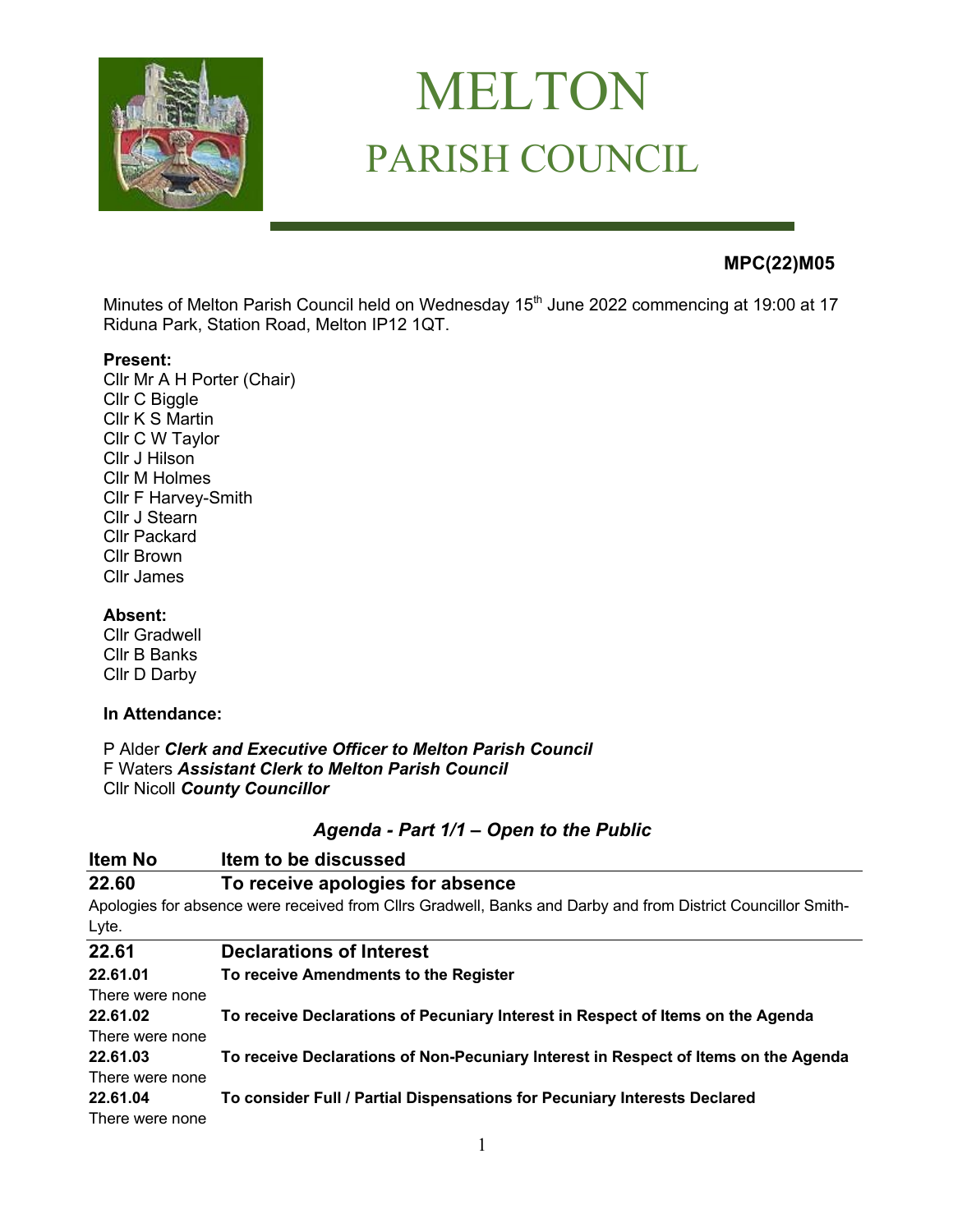# MELTON

## PARISH COUNCIL

**MPC(22)M05**

Minutes of Melton Parish Council held on Wednesday 15th June 2022 commencing at 19:00 at 17 Riduna Park, Station Road, Melton IP12 1QT.

**Present:**
Cllr Mr A H Porter (Chair)
Cllr C Biggle
Cllr K S Martin
Cllr C W Taylor
Cllr J Hilson
Cllr M Holmes
Cllr F Harvey-Smith
Cllr J Stearn
Cllr Packard
Cllr Brown
Cllr James

**Absent:**
Cllr Gradwell
Cllr B Banks
Cllr D Darby

**In Attendance:**

P Alder ***Clerk and Executive Officer to Melton Parish Council***
F Waters ***Assistant Clerk to Melton Parish Council***
Cllr Nicoll ***County Councillor***

### *Agenda - Part 1/1 – Open to the Public*

| **Item No** | **Item to be discussed** |
|---|---|
| **22.60** | **To receive apologies for absence** |

Apologies for absence were received from Cllrs Gradwell, Banks and Darby and from District Councillor Smith-Lyte.

| | |
|---|---|
| **22.61** | **Declarations of Interest** |
| **22.61.01** | **To receive Amendments to the Register** |
| There were none | |
| **22.61.02** | **To receive Declarations of Pecuniary Interest in Respect of Items on the Agenda** |
| There were none | |
| **22.61.03** | **To receive Declarations of Non-Pecuniary Interest in Respect of Items on the Agenda** |
| There were none | |
| **22.61.04** | **To consider Full / Partial Dispensations for Pecuniary Interests Declared** |
| There were none | |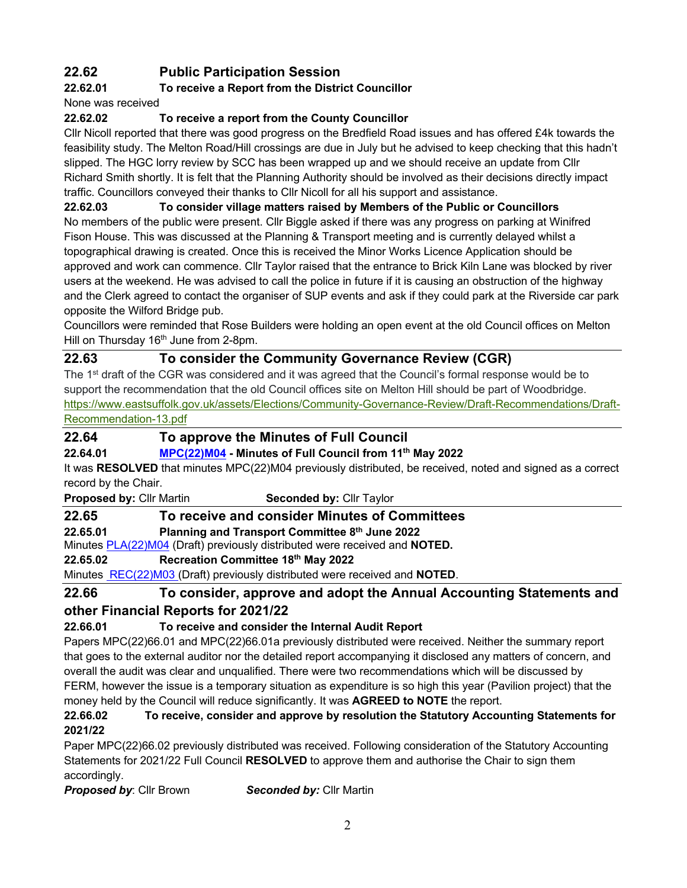## 22.62 Public Participation Session

### 22.62.01 To receive a Report from the District Councillor

None was received

### 22.62.02 To receive a report from the County Councillor

Cllr Nicoll reported that there was good progress on the Bredfield Road issues and has offered £4k towards the feasibility study. The Melton Road/Hill crossings are due in July but he advised to keep checking that this hadn't slipped. The HGC lorry review by SCC has been wrapped up and we should receive an update from Cllr Richard Smith shortly. It is felt that the Planning Authority should be involved as their decisions directly impact traffic. Councillors conveyed their thanks to Cllr Nicoll for all his support and assistance.

### 22.62.03 To consider village matters raised by Members of the Public or Councillors

No members of the public were present. Cllr Biggle asked if there was any progress on parking at Winifred Fison House. This was discussed at the Planning & Transport meeting and is currently delayed whilst a topographical drawing is created. Once this is received the Minor Works Licence Application should be approved and work can commence. Cllr Taylor raised that the entrance to Brick Kiln Lane was blocked by river users at the weekend. He was advised to call the police in future if it is causing an obstruction of the highway and the Clerk agreed to contact the organiser of SUP events and ask if they could park at the Riverside car park opposite the Wilford Bridge pub.

Councillors were reminded that Rose Builders were holding an open event at the old Council offices on Melton Hill on Thursday 16th June from 2-8pm.

## 22.63 To consider the Community Governance Review (CGR)

The 1st draft of the CGR was considered and it was agreed that the Council's formal response would be to support the recommendation that the old Council offices site on Melton Hill should be part of Woodbridge.
https://www.eastsuffolk.gov.uk/assets/Elections/Community-Governance-Review/Draft-Recommendations/Draft-Recommendation-13.pdf

## 22.64 To approve the Minutes of Full Council

### 22.64.01 MPC(22)M04 - Minutes of Full Council from 11th May 2022

It was **RESOLVED** that minutes MPC(22)M04 previously distributed, be received, noted and signed as a correct record by the Chair.

**Proposed by:** Cllr Martin **Seconded by:** Cllr Taylor

## 22.65 To receive and consider Minutes of Committees

### 22.65.01 Planning and Transport Committee 8th June 2022

Minutes PLA(22)M04 (Draft) previously distributed were received and **NOTED.**

### 22.65.02 Recreation Committee 18th May 2022

Minutes REC(22)M03 (Draft) previously distributed were received and **NOTED**.

## 22.66 To consider, approve and adopt the Annual Accounting Statements and other Financial Reports for 2021/22

### 22.66.01 To receive and consider the Internal Audit Report

Papers MPC(22)66.01 and MPC(22)66.01a previously distributed were received. Neither the summary report that goes to the external auditor nor the detailed report accompanying it disclosed any matters of concern, and overall the audit was clear and unqualified. There were two recommendations which will be discussed by FERM, however the issue is a temporary situation as expenditure is so high this year (Pavilion project) that the money held by the Council will reduce significantly. It was **AGREED to NOTE** the report.

### 22.66.02 To receive, consider and approve by resolution the Statutory Accounting Statements for 2021/22

Paper MPC(22)66.02 previously distributed was received. Following consideration of the Statutory Accounting Statements for 2021/22 Full Council **RESOLVED** to approve them and authorise the Chair to sign them accordingly.

***Proposed by***: Cllr Brown ***Seconded by:*** Cllr Martin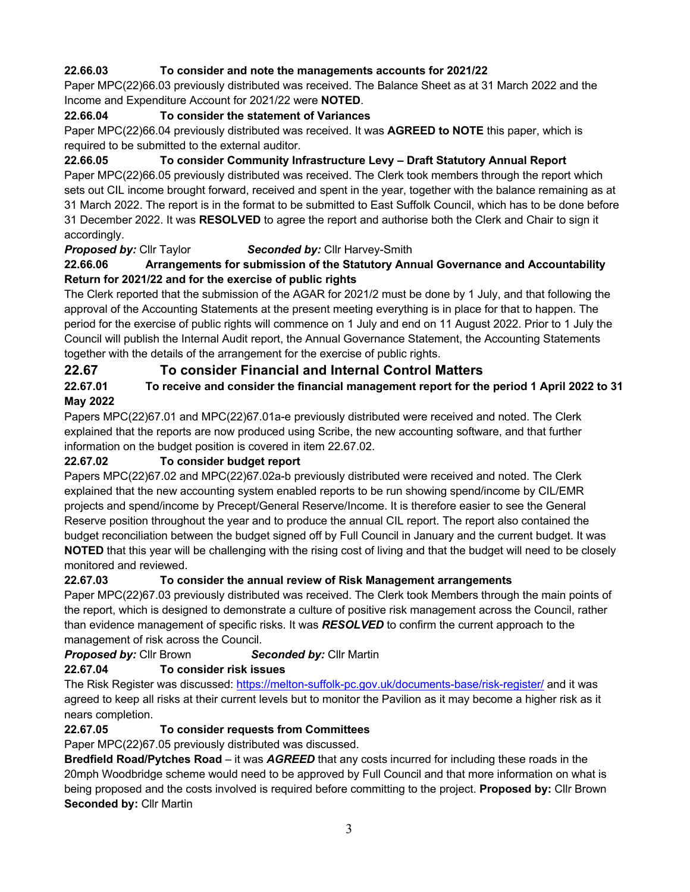**22.66.03 To consider and note the managements accounts for 2021/22**

Paper MPC(22)66.03 previously distributed was received. The Balance Sheet as at 31 March 2022 and the Income and Expenditure Account for 2021/22 were **NOTED**.

**22.66.04 To consider the statement of Variances**

Paper MPC(22)66.04 previously distributed was received. It was **AGREED to NOTE** this paper, which is required to be submitted to the external auditor.

**22.66.05 To consider Community Infrastructure Levy – Draft Statutory Annual Report**

Paper MPC(22)66.05 previously distributed was received. The Clerk took members through the report which sets out CIL income brought forward, received and spent in the year, together with the balance remaining as at 31 March 2022. The report is in the format to be submitted to East Suffolk Council, which has to be done before 31 December 2022. It was **RESOLVED** to agree the report and authorise both the Clerk and Chair to sign it accordingly.

***Proposed by:*** Cllr Taylor ***Seconded by:*** Cllr Harvey-Smith

**22.66.06 Arrangements for submission of the Statutory Annual Governance and Accountability Return for 2021/22 and for the exercise of public rights**

The Clerk reported that the submission of the AGAR for 2021/2 must be done by 1 July, and that following the approval of the Accounting Statements at the present meeting everything is in place for that to happen. The period for the exercise of public rights will commence on 1 July and end on 11 August 2022. Prior to 1 July the Council will publish the Internal Audit report, the Annual Governance Statement, the Accounting Statements together with the details of the arrangement for the exercise of public rights.

## 22.67 To consider Financial and Internal Control Matters

**22.67.01 To receive and consider the financial management report for the period 1 April 2022 to 31 May 2022**

Papers MPC(22)67.01 and MPC(22)67.01a-e previously distributed were received and noted. The Clerk explained that the reports are now produced using Scribe, the new accounting software, and that further information on the budget position is covered in item 22.67.02.

**22.67.02 To consider budget report**

Papers MPC(22)67.02 and MPC(22)67.02a-b previously distributed were received and noted. The Clerk explained that the new accounting system enabled reports to be run showing spend/income by CIL/EMR projects and spend/income by Precept/General Reserve/Income. It is therefore easier to see the General Reserve position throughout the year and to produce the annual CIL report. The report also contained the budget reconciliation between the budget signed off by Full Council in January and the current budget. It was **NOTED** that this year will be challenging with the rising cost of living and that the budget will need to be closely monitored and reviewed.

**22.67.03 To consider the annual review of Risk Management arrangements**

Paper MPC(22)67.03 previously distributed was received. The Clerk took Members through the main points of the report, which is designed to demonstrate a culture of positive risk management across the Council, rather than evidence management of specific risks. It was ***RESOLVED*** to confirm the current approach to the management of risk across the Council.

***Proposed by:*** Cllr Brown ***Seconded by:*** Cllr Martin

**22.67.04 To consider risk issues**

The Risk Register was discussed: https://melton-suffolk-pc.gov.uk/documents-base/risk-register/ and it was agreed to keep all risks at their current levels but to monitor the Pavilion as it may become a higher risk as it nears completion.

**22.67.05 To consider requests from Committees**

Paper MPC(22)67.05 previously distributed was discussed.

**Bredfield Road/Pytches Road** – it was ***AGREED*** that any costs incurred for including these roads in the 20mph Woodbridge scheme would need to be approved by Full Council and that more information on what is being proposed and the costs involved is required before committing to the project. **Proposed by:** Cllr Brown **Seconded by:** Cllr Martin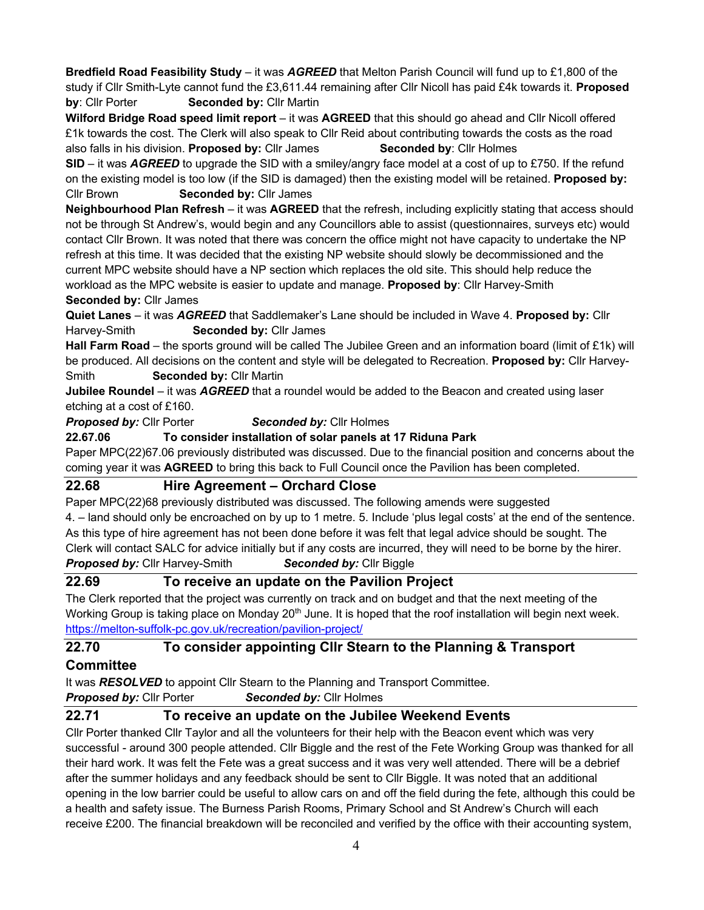**Bredfield Road Feasibility Study** – it was ***AGREED*** that Melton Parish Council will fund up to £1,800 of the study if Cllr Smith-Lyte cannot fund the £3,611.44 remaining after Cllr Nicoll has paid £4k towards it. **Proposed by**: Cllr Porter **Seconded by:** Cllr Martin

**Wilford Bridge Road speed limit report** – it was **AGREED** that this should go ahead and Cllr Nicoll offered £1k towards the cost. The Clerk will also speak to Cllr Reid about contributing towards the costs as the road also falls in his division. **Proposed by:** Cllr James **Seconded by**: Cllr Holmes

**SID** – it was ***AGREED*** to upgrade the SID with a smiley/angry face model at a cost of up to £750. If the refund on the existing model is too low (if the SID is damaged) then the existing model will be retained. **Proposed by:** Cllr Brown **Seconded by:** Cllr James

**Neighbourhood Plan Refresh** – it was **AGREED** that the refresh, including explicitly stating that access should not be through St Andrew's, would begin and any Councillors able to assist (questionnaires, surveys etc) would contact Cllr Brown. It was noted that there was concern the office might not have capacity to undertake the NP refresh at this time. It was decided that the existing NP website should slowly be decommissioned and the current MPC website should have a NP section which replaces the old site. This should help reduce the workload as the MPC website is easier to update and manage. **Proposed by**: Cllr Harvey-Smith **Seconded by:** Cllr James

**Quiet Lanes** – it was ***AGREED*** that Saddlemaker's Lane should be included in Wave 4. **Proposed by:** Cllr Harvey-Smith **Seconded by:** Cllr James

**Hall Farm Road** – the sports ground will be called The Jubilee Green and an information board (limit of £1k) will be produced. All decisions on the content and style will be delegated to Recreation. **Proposed by:** Cllr Harvey-Smith **Seconded by:** Cllr Martin

**Jubilee Roundel** – it was ***AGREED*** that a roundel would be added to the Beacon and created using laser etching at a cost of £160.

***Proposed by:*** Cllr Porter ***Seconded by:*** Cllr Holmes

**22.67.06 To consider installation of solar panels at 17 Riduna Park**

Paper MPC(22)67.06 previously distributed was discussed. Due to the financial position and concerns about the coming year it was **AGREED** to bring this back to Full Council once the Pavilion has been completed.

## 22.68 Hire Agreement – Orchard Close

Paper MPC(22)68 previously distributed was discussed. The following amends were suggested

4. – land should only be encroached on by up to 1 metre. 5. Include 'plus legal costs' at the end of the sentence. As this type of hire agreement has not been done before it was felt that legal advice should be sought. The Clerk will contact SALC for advice initially but if any costs are incurred, they will need to be borne by the hirer.

***Proposed by:*** Cllr Harvey-Smith ***Seconded by:*** Cllr Biggle

## 22.69 To receive an update on the Pavilion Project

The Clerk reported that the project was currently on track and on budget and that the next meeting of the Working Group is taking place on Monday 20th June. It is hoped that the roof installation will begin next week.
https://melton-suffolk-pc.gov.uk/recreation/pavilion-project/

## 22.70 To consider appointing Cllr Stearn to the Planning & Transport Committee

It was ***RESOLVED*** to appoint Cllr Stearn to the Planning and Transport Committee.

***Proposed by:*** Cllr Porter ***Seconded by:*** Cllr Holmes

## 22.71 To receive an update on the Jubilee Weekend Events

Cllr Porter thanked Cllr Taylor and all the volunteers for their help with the Beacon event which was very successful - around 300 people attended. Cllr Biggle and the rest of the Fete Working Group was thanked for all their hard work. It was felt the Fete was a great success and it was very well attended. There will be a debrief after the summer holidays and any feedback should be sent to Cllr Biggle. It was noted that an additional opening in the low barrier could be useful to allow cars on and off the field during the fete, although this could be a health and safety issue. The Burness Parish Rooms, Primary School and St Andrew's Church will each receive £200. The financial breakdown will be reconciled and verified by the office with their accounting system,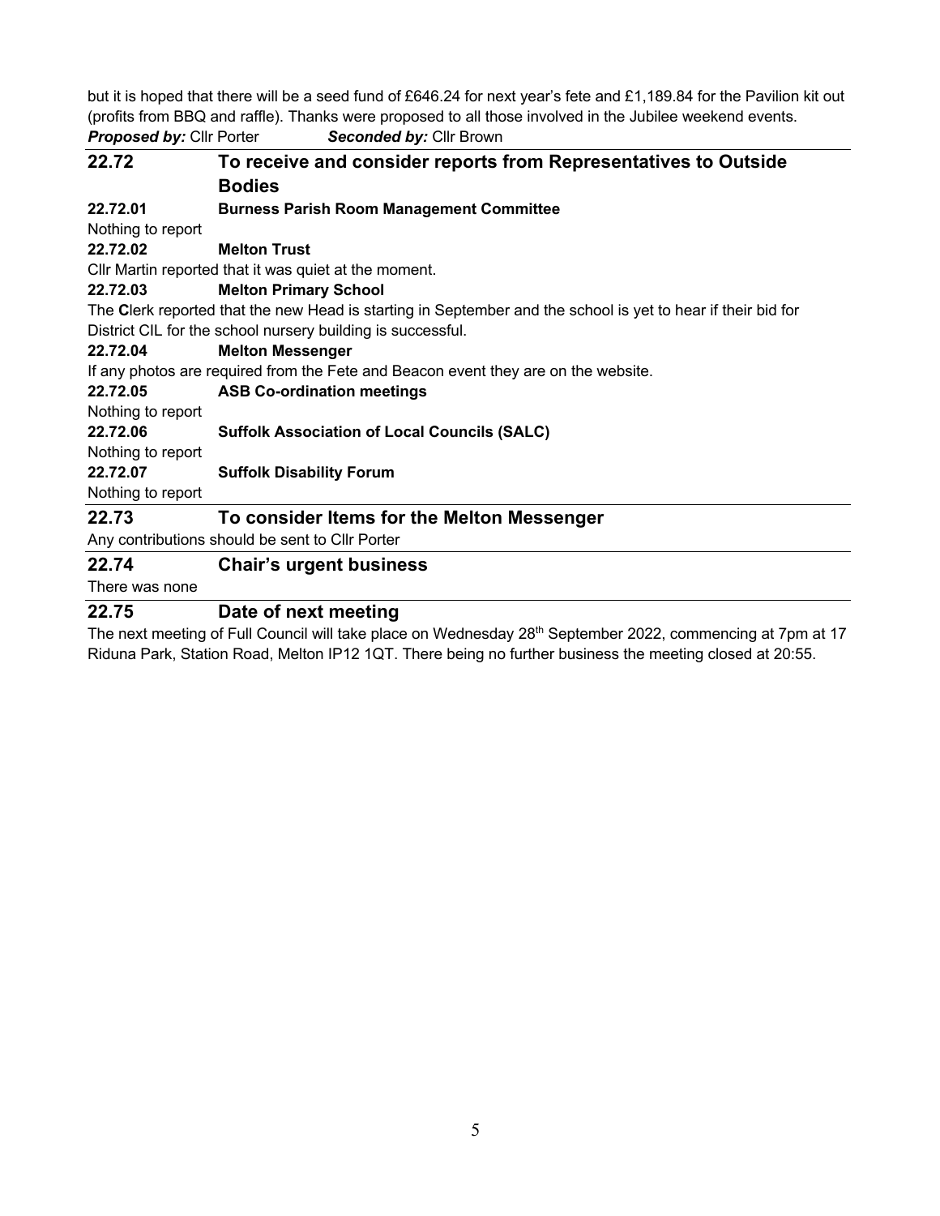but it is hoped that there will be a seed fund of £646.24 for next year's fete and £1,189.84 for the Pavilion kit out (profits from BBQ and raffle). Thanks were proposed to all those involved in the Jubilee weekend events.

***Proposed by:*** Cllr Porter ***Seconded by:*** Cllr Brown

## 22.72 To receive and consider reports from Representatives to Outside Bodies

**22.72.01 Burness Parish Room Management Committee**

Nothing to report

**22.72.02 Melton Trust**

Cllr Martin reported that it was quiet at the moment.

**22.72.03 Melton Primary School**

The **C**lerk reported that the new Head is starting in September and the school is yet to hear if their bid for District CIL for the school nursery building is successful.

**22.72.04 Melton Messenger**

If any photos are required from the Fete and Beacon event they are on the website.

**22.72.05 ASB Co-ordination meetings**

Nothing to report

**22.72.06 Suffolk Association of Local Councils (SALC)**

Nothing to report

**22.72.07 Suffolk Disability Forum**

Nothing to report

## 22.73 To consider Items for the Melton Messenger

Any contributions should be sent to Cllr Porter

## 22.74 Chair's urgent business

There was none

## 22.75 Date of next meeting

The next meeting of Full Council will take place on Wednesday 28th September 2022, commencing at 7pm at 17 Riduna Park, Station Road, Melton IP12 1QT. There being no further business the meeting closed at 20:55.